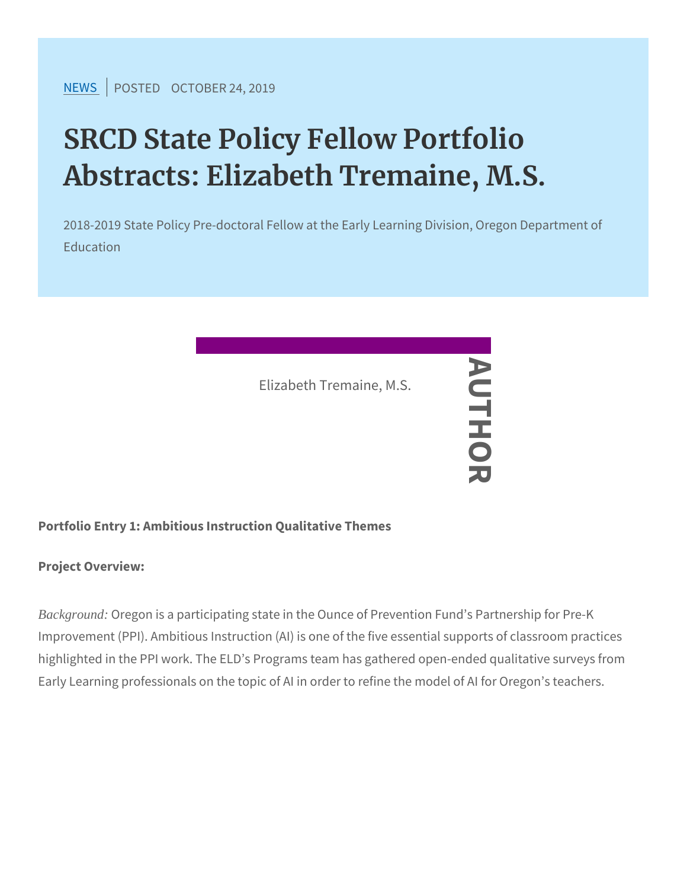NEWS | POSTED OCTOBER 24, 2019

# SRCD State Policy Fellow Portfolio Abstracts: Elizabeth Tremaine, M.S.

2018-2019 State Policy Pre-doctoral Fellow at the Early Learning Division, Oregon Department of Education

AUTHOR

Elizabeth Tremaine, M.S.

**Portfolio Entry 1: Ambitious Instruction Qualitative Themes**

**Project Overview:**

*Background:* Oregon is a participating state in the Ounce of Prevention Fund's Partnership for Pre-K Improvement (PPI). Ambitious Instruction (AI) is one of the five essential supports of classroom practices highlighted in the PPI work. The ELD's Programs team has gathered open-ended qualitative surveys from Early Learning professionals on the topic of AI in order to refine the model of AI for Oregon's teachers.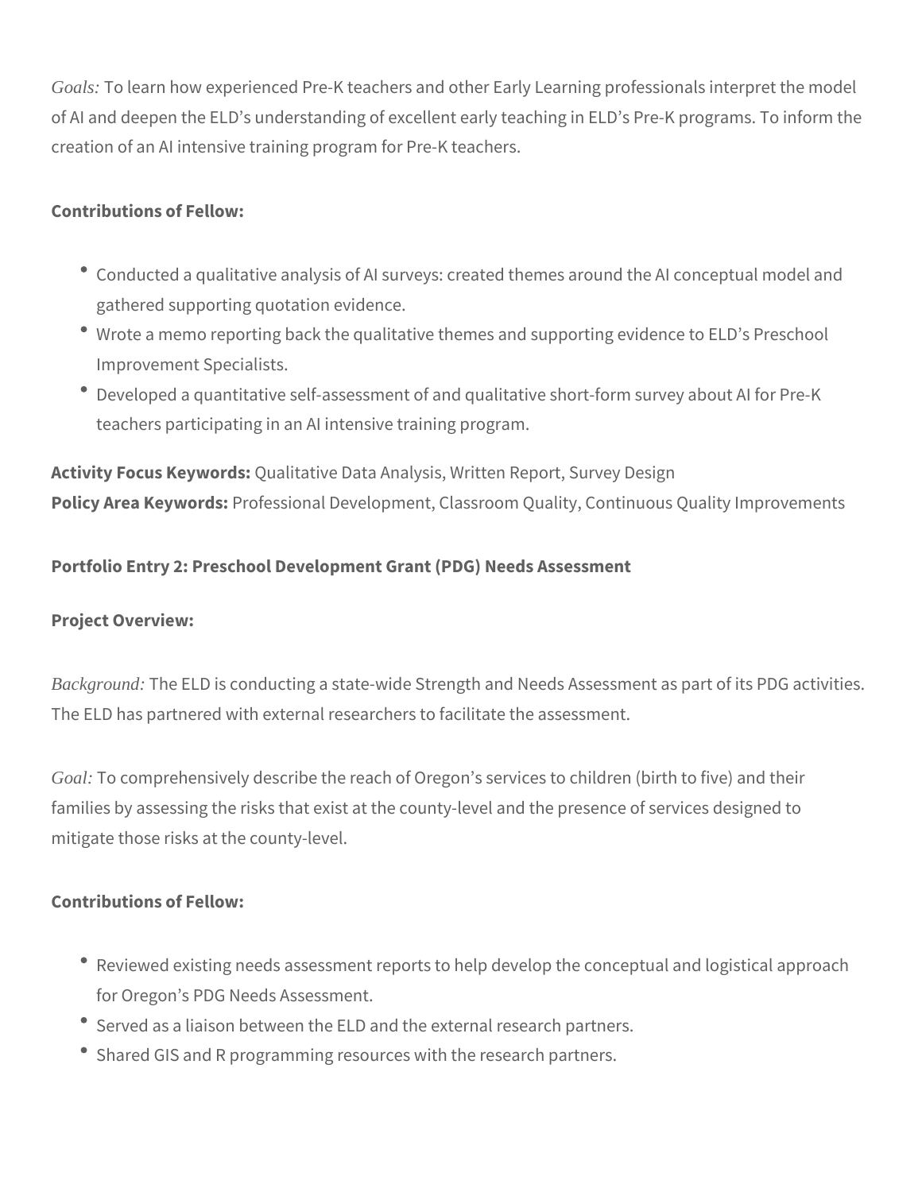*Goals:* To learn how experienced Pre-K teachers and other Early Learning professionals interpret the model of AI and deepen the ELD's understanding of excellent early teaching in ELD's Pre-K programs. To inform the creation of an AI intensive training program for Pre-K teachers.

**Contributions of Fellow:**

- Conducted a qualitative analysis of AI surveys: created themes around the AI conceptual model and gathered supporting quotation evidence.
- Wrote a memo reporting back the qualitative themes and supporting evidence to ELD's Preschool Improvement Specialists.
- Developed a quantitative self-assessment of and qualitative short-form survey about AI for Pre-K teachers participating in an AI intensive training program.

**Activity Focus Keywords:** Qualitative Data Analysis, Written Report, Survey Design
**Policy Area Keywords:** Professional Development, Classroom Quality, Continuous Quality Improvements

**Portfolio Entry 2: Preschool Development Grant (PDG) Needs Assessment**

**Project Overview:**

*Background:* The ELD is conducting a state-wide Strength and Needs Assessment as part of its PDG activities. The ELD has partnered with external researchers to facilitate the assessment.

*Goal:* To comprehensively describe the reach of Oregon's services to children (birth to five) and their families by assessing the risks that exist at the county-level and the presence of services designed to mitigate those risks at the county-level.

**Contributions of Fellow:**

- Reviewed existing needs assessment reports to help develop the conceptual and logistical approach for Oregon's PDG Needs Assessment.
- Served as a liaison between the ELD and the external research partners.
- Shared GIS and R programming resources with the research partners.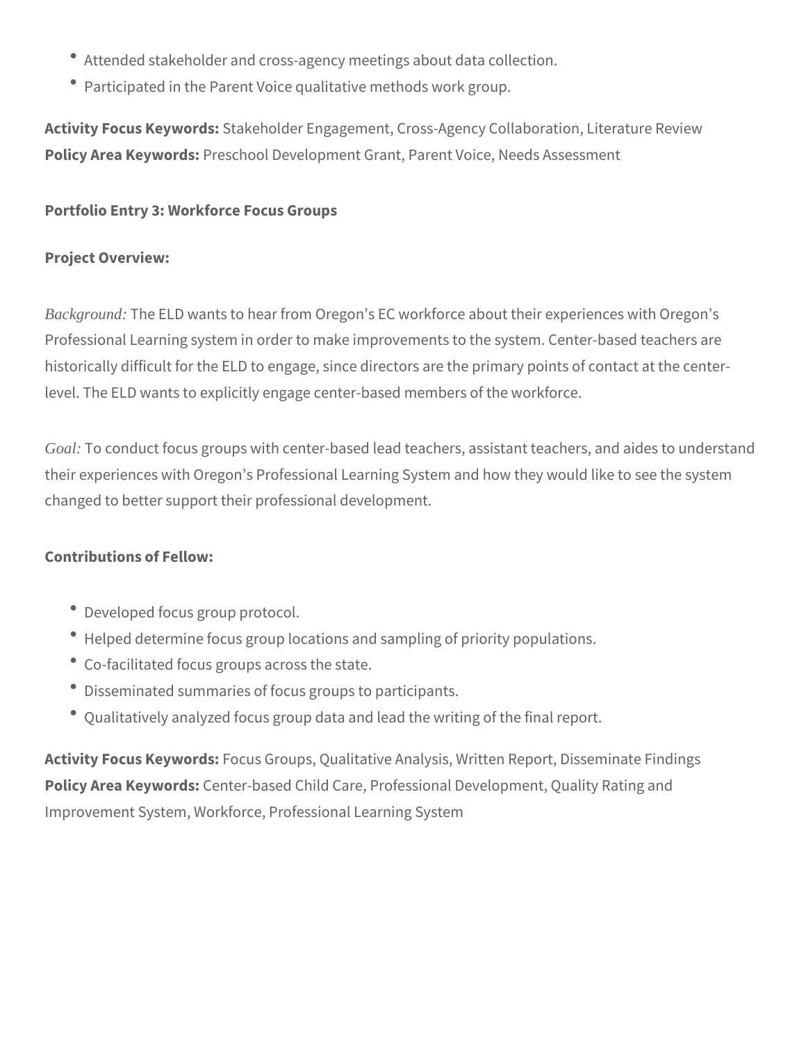- Attended stakeholder and cross-agency meetings about data collection.
- Participated in the Parent Voice qualitative methods work group.

**Activity Focus Keywords:** Stakeholder Engagement, Cross-Agency Collaboration, Literature Review
**Policy Area Keywords:** Preschool Development Grant, Parent Voice, Needs Assessment

**Portfolio Entry 3: Workforce Focus Groups**

**Project Overview:**

*Background:* The ELD wants to hear from Oregon's EC workforce about their experiences with Oregon's Professional Learning system in order to make improvements to the system. Center-based teachers are historically difficult for the ELD to engage, since directors are the primary points of contact at the center-level. The ELD wants to explicitly engage center-based members of the workforce.

*Goal:* To conduct focus groups with center-based lead teachers, assistant teachers, and aides to understand their experiences with Oregon's Professional Learning System and how they would like to see the system changed to better support their professional development.

**Contributions of Fellow:**

- Developed focus group protocol.
- Helped determine focus group locations and sampling of priority populations.
- Co-facilitated focus groups across the state.
- Disseminated summaries of focus groups to participants.
- Qualitatively analyzed focus group data and lead the writing of the final report.

**Activity Focus Keywords:** Focus Groups, Qualitative Analysis, Written Report, Disseminate Findings
**Policy Area Keywords:** Center-based Child Care, Professional Development, Quality Rating and Improvement System, Workforce, Professional Learning System